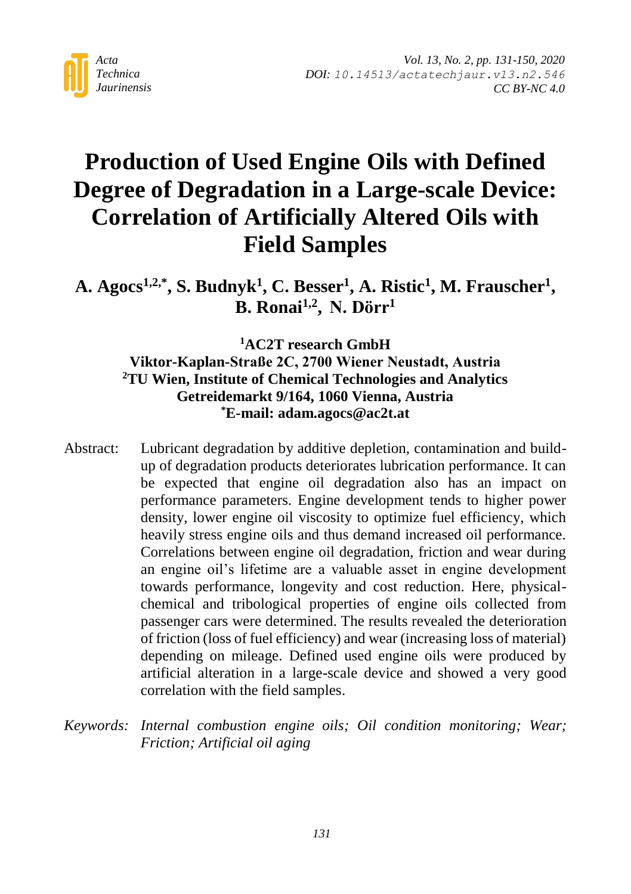# Production of Used Engine Oils with Defined Degree of Degradation in a Large-scale Device: Correlation of Artificially Altered Oils with Field Samples

**A. Agocs[1,2,*], S. Budnyk[1], C. Besser[1], A. Ristic[1], M. Frauscher[1], B. Ronai[1,2], N. Dörr[1]**

**[1]AC2T research GmbH**
**Viktor-Kaplan-Straße 2C, 2700 Wiener Neustadt, Austria**
**[2]TU Wien, Institute of Chemical Technologies and Analytics**
**Getreidemarkt 9/164, 1060 Vienna, Austria**
**[*]E-mail: adam.agocs@ac2t.at**

Abstract: Lubricant degradation by additive depletion, contamination and build-up of degradation products deteriorates lubrication performance. It can be expected that engine oil degradation also has an impact on performance parameters. Engine development tends to higher power density, lower engine oil viscosity to optimize fuel efficiency, which heavily stress engine oils and thus demand increased oil performance. Correlations between engine oil degradation, friction and wear during an engine oil's lifetime are a valuable asset in engine development towards performance, longevity and cost reduction. Here, physical-chemical and tribological properties of engine oils collected from passenger cars were determined. The results revealed the deterioration of friction (loss of fuel efficiency) and wear (increasing loss of material) depending on mileage. Defined used engine oils were produced by artificial alteration in a large-scale device and showed a very good correlation with the field samples.

*Keywords: Internal combustion engine oils; Oil condition monitoring; Wear; Friction; Artificial oil aging*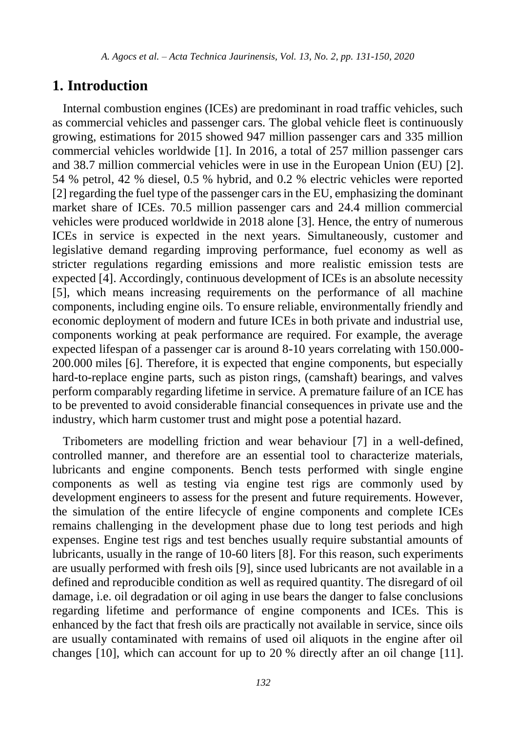## 1. Introduction

Internal combustion engines (ICEs) are predominant in road traffic vehicles, such as commercial vehicles and passenger cars. The global vehicle fleet is continuously growing, estimations for 2015 showed 947 million passenger cars and 335 million commercial vehicles worldwide [1]. In 2016, a total of 257 million passenger cars and 38.7 million commercial vehicles were in use in the European Union (EU) [2]. 54 % petrol, 42 % diesel, 0.5 % hybrid, and 0.2 % electric vehicles were reported [2] regarding the fuel type of the passenger cars in the EU, emphasizing the dominant market share of ICEs. 70.5 million passenger cars and 24.4 million commercial vehicles were produced worldwide in 2018 alone [3]. Hence, the entry of numerous ICEs in service is expected in the next years. Simultaneously, customer and legislative demand regarding improving performance, fuel economy as well as stricter regulations regarding emissions and more realistic emission tests are expected [4]. Accordingly, continuous development of ICEs is an absolute necessity [5], which means increasing requirements on the performance of all machine components, including engine oils. To ensure reliable, environmentally friendly and economic deployment of modern and future ICEs in both private and industrial use, components working at peak performance are required. For example, the average expected lifespan of a passenger car is around 8-10 years correlating with 150.000-200.000 miles [6]. Therefore, it is expected that engine components, but especially hard-to-replace engine parts, such as piston rings, (camshaft) bearings, and valves perform comparably regarding lifetime in service. A premature failure of an ICE has to be prevented to avoid considerable financial consequences in private use and the industry, which harm customer trust and might pose a potential hazard.

Tribometers are modelling friction and wear behaviour [7] in a well-defined, controlled manner, and therefore are an essential tool to characterize materials, lubricants and engine components. Bench tests performed with single engine components as well as testing via engine test rigs are commonly used by development engineers to assess for the present and future requirements. However, the simulation of the entire lifecycle of engine components and complete ICEs remains challenging in the development phase due to long test periods and high expenses. Engine test rigs and test benches usually require substantial amounts of lubricants, usually in the range of 10-60 liters [8]. For this reason, such experiments are usually performed with fresh oils [9], since used lubricants are not available in a defined and reproducible condition as well as required quantity. The disregard of oil damage, i.e. oil degradation or oil aging in use bears the danger to false conclusions regarding lifetime and performance of engine components and ICEs. This is enhanced by the fact that fresh oils are practically not available in service, since oils are usually contaminated with remains of used oil aliquots in the engine after oil changes [10], which can account for up to 20 % directly after an oil change [11].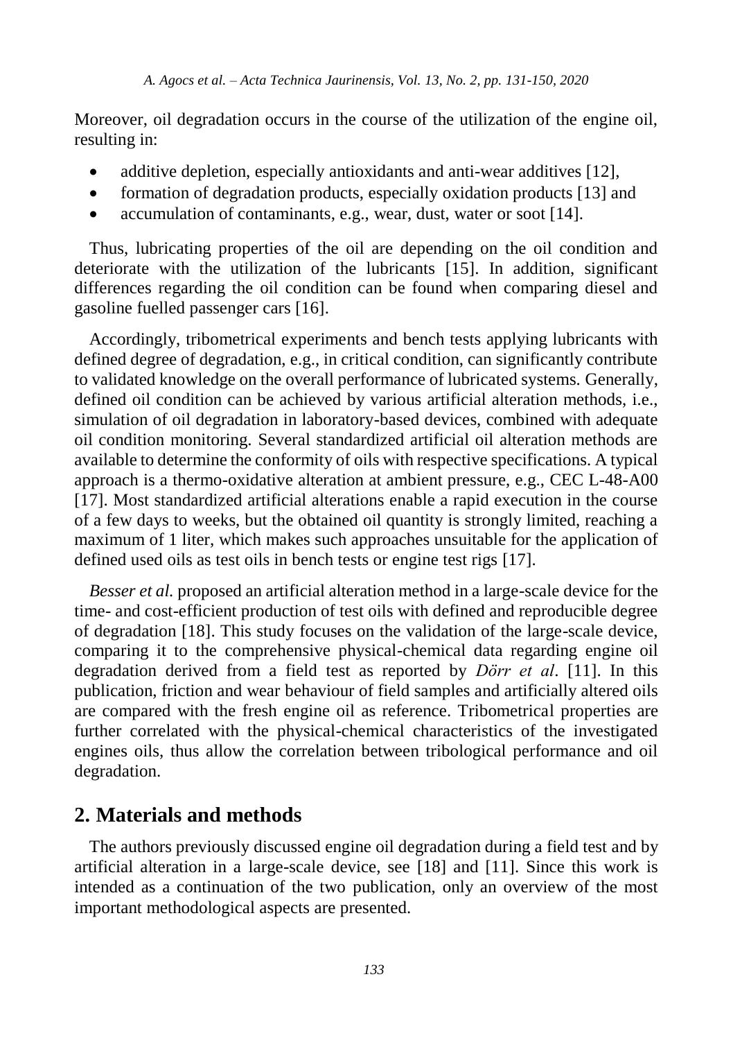Moreover, oil degradation occurs in the course of the utilization of the engine oil, resulting in:

- additive depletion, especially antioxidants and anti-wear additives [12],
- formation of degradation products, especially oxidation products [13] and
- accumulation of contaminants, e.g., wear, dust, water or soot [14].

Thus, lubricating properties of the oil are depending on the oil condition and deteriorate with the utilization of the lubricants [15]. In addition, significant differences regarding the oil condition can be found when comparing diesel and gasoline fuelled passenger cars [16].

Accordingly, tribometrical experiments and bench tests applying lubricants with defined degree of degradation, e.g., in critical condition, can significantly contribute to validated knowledge on the overall performance of lubricated systems. Generally, defined oil condition can be achieved by various artificial alteration methods, i.e., simulation of oil degradation in laboratory-based devices, combined with adequate oil condition monitoring. Several standardized artificial oil alteration methods are available to determine the conformity of oils with respective specifications. A typical approach is a thermo-oxidative alteration at ambient pressure, e.g., CEC L-48-A00 [17]. Most standardized artificial alterations enable a rapid execution in the course of a few days to weeks, but the obtained oil quantity is strongly limited, reaching a maximum of 1 liter, which makes such approaches unsuitable for the application of defined used oils as test oils in bench tests or engine test rigs [17].

*Besser et al.* proposed an artificial alteration method in a large-scale device for the time- and cost-efficient production of test oils with defined and reproducible degree of degradation [18]. This study focuses on the validation of the large-scale device, comparing it to the comprehensive physical-chemical data regarding engine oil degradation derived from a field test as reported by *Dörr et al*. [11]. In this publication, friction and wear behaviour of field samples and artificially altered oils are compared with the fresh engine oil as reference. Tribometrical properties are further correlated with the physical-chemical characteristics of the investigated engines oils, thus allow the correlation between tribological performance and oil degradation.

## 2. Materials and methods

The authors previously discussed engine oil degradation during a field test and by artificial alteration in a large-scale device, see [18] and [11]. Since this work is intended as a continuation of the two publication, only an overview of the most important methodological aspects are presented.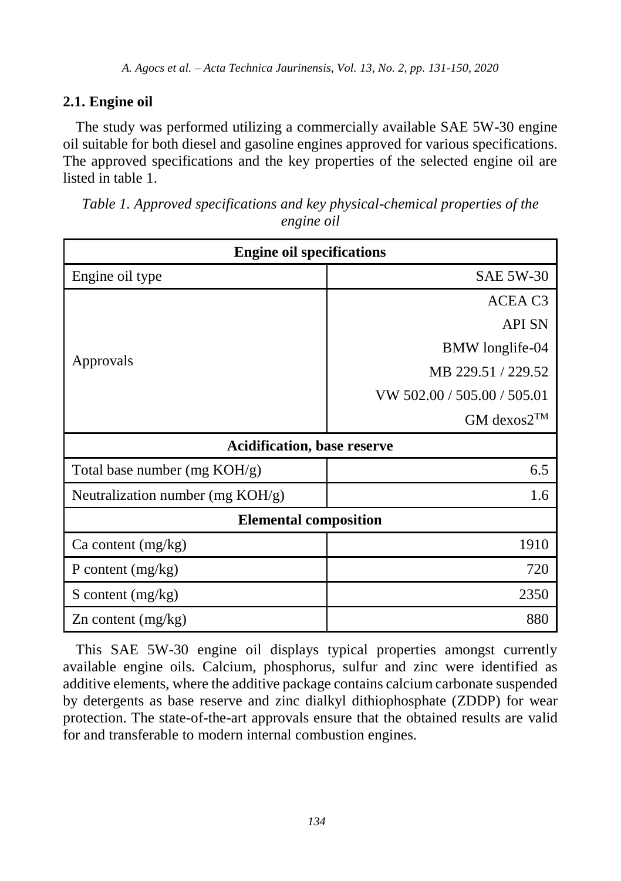## 2.1. Engine oil

The study was performed utilizing a commercially available SAE 5W-30 engine oil suitable for both diesel and gasoline engines approved for various specifications. The approved specifications and the key properties of the selected engine oil are listed in table 1.

*Table 1. Approved specifications and key physical-chemical properties of the engine oil*

| **Engine oil specifications** | |
|---|---|
| Engine oil type | SAE 5W-30 |
| Approvals | ACEA C3<br>API SN<br>BMW longlife-04<br>MB 229.51 / 229.52<br>VW 502.00 / 505.00 / 505.01<br>GM dexos2™ |
| **Acidification, base reserve** | |
| Total base number (mg KOH/g) | 6.5 |
| Neutralization number (mg KOH/g) | 1.6 |
| **Elemental composition** | |
| Ca content (mg/kg) | 1910 |
| P content (mg/kg) | 720 |
| S content (mg/kg) | 2350 |
| Zn content (mg/kg) | 880 |

This SAE 5W-30 engine oil displays typical properties amongst currently available engine oils. Calcium, phosphorus, sulfur and zinc were identified as additive elements, where the additive package contains calcium carbonate suspended by detergents as base reserve and zinc dialkyl dithiophosphate (ZDDP) for wear protection. The state-of-the-art approvals ensure that the obtained results are valid for and transferable to modern internal combustion engines.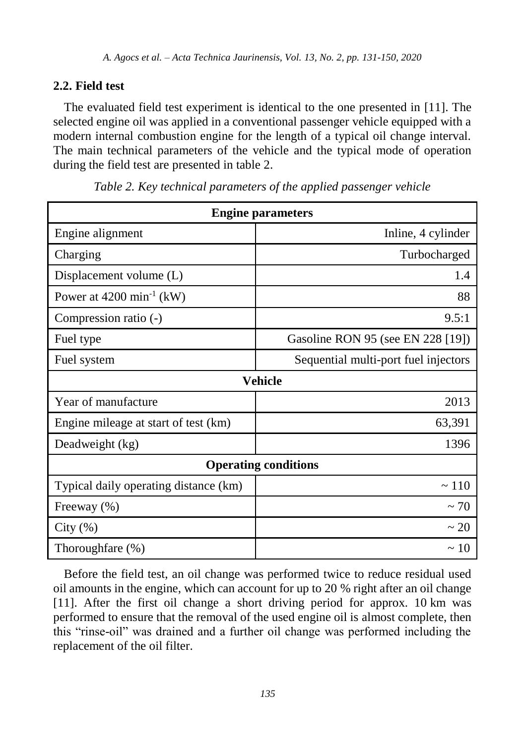## 2.2. Field test

The evaluated field test experiment is identical to the one presented in [11]. The selected engine oil was applied in a conventional passenger vehicle equipped with a modern internal combustion engine for the length of a typical oil change interval. The main technical parameters of the vehicle and the typical mode of operation during the field test are presented in table 2.

*Table 2. Key technical parameters of the applied passenger vehicle*

| **Engine parameters** | |
|---|---|
| Engine alignment | Inline, 4 cylinder |
| Charging | Turbocharged |
| Displacement volume (L) | 1.4 |
| Power at 4200 $min^{-1}$ (kW) | 88 |
| Compression ratio (-) | 9.5:1 |
| Fuel type | Gasoline RON 95 (see EN 228 [19]) |
| Fuel system | Sequential multi-port fuel injectors |
| **Vehicle** | |
| Year of manufacture | 2013 |
| Engine mileage at start of test (km) | 63,391 |
| Deadweight (kg) | 1396 |
| **Operating conditions** | |
| Typical daily operating distance (km) | ~ 110 |
| Freeway (%) | ~ 70 |
| City (%) | ~ 20 |
| Thoroughfare (%) | ~ 10 |

Before the field test, an oil change was performed twice to reduce residual used oil amounts in the engine, which can account for up to 20 % right after an oil change [11]. After the first oil change a short driving period for approx. 10 km was performed to ensure that the removal of the used engine oil is almost complete, then this "rinse-oil" was drained and a further oil change was performed including the replacement of the oil filter.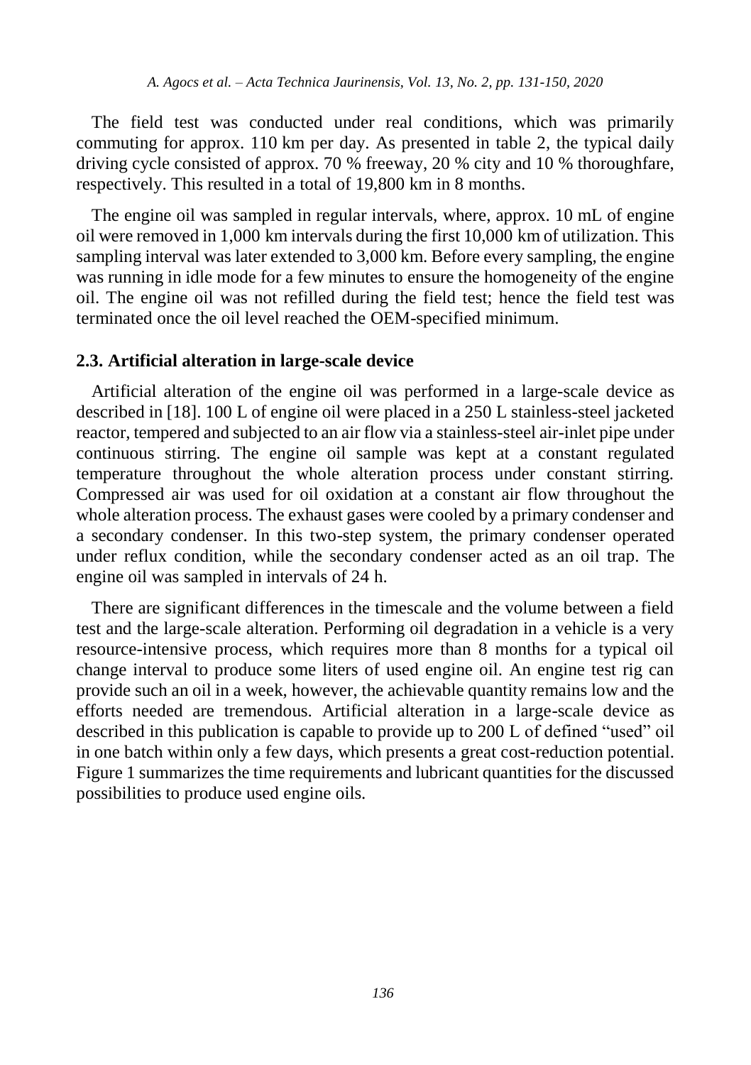The field test was conducted under real conditions, which was primarily commuting for approx. 110 km per day. As presented in table 2, the typical daily driving cycle consisted of approx. 70 % freeway, 20 % city and 10 % thoroughfare, respectively. This resulted in a total of 19,800 km in 8 months.

The engine oil was sampled in regular intervals, where, approx. 10 mL of engine oil were removed in 1,000 km intervals during the first 10,000 km of utilization. This sampling interval was later extended to 3,000 km. Before every sampling, the engine was running in idle mode for a few minutes to ensure the homogeneity of the engine oil. The engine oil was not refilled during the field test; hence the field test was terminated once the oil level reached the OEM-specified minimum.

### 2.3. Artificial alteration in large-scale device

Artificial alteration of the engine oil was performed in a large-scale device as described in [18]. 100 L of engine oil were placed in a 250 L stainless-steel jacketed reactor, tempered and subjected to an air flow via a stainless-steel air-inlet pipe under continuous stirring. The engine oil sample was kept at a constant regulated temperature throughout the whole alteration process under constant stirring. Compressed air was used for oil oxidation at a constant air flow throughout the whole alteration process. The exhaust gases were cooled by a primary condenser and a secondary condenser. In this two-step system, the primary condenser operated under reflux condition, while the secondary condenser acted as an oil trap. The engine oil was sampled in intervals of 24 h.

There are significant differences in the timescale and the volume between a field test and the large-scale alteration. Performing oil degradation in a vehicle is a very resource-intensive process, which requires more than 8 months for a typical oil change interval to produce some liters of used engine oil. An engine test rig can provide such an oil in a week, however, the achievable quantity remains low and the efforts needed are tremendous. Artificial alteration in a large-scale device as described in this publication is capable to provide up to 200 L of defined "used" oil in one batch within only a few days, which presents a great cost-reduction potential. Figure 1 summarizes the time requirements and lubricant quantities for the discussed possibilities to produce used engine oils.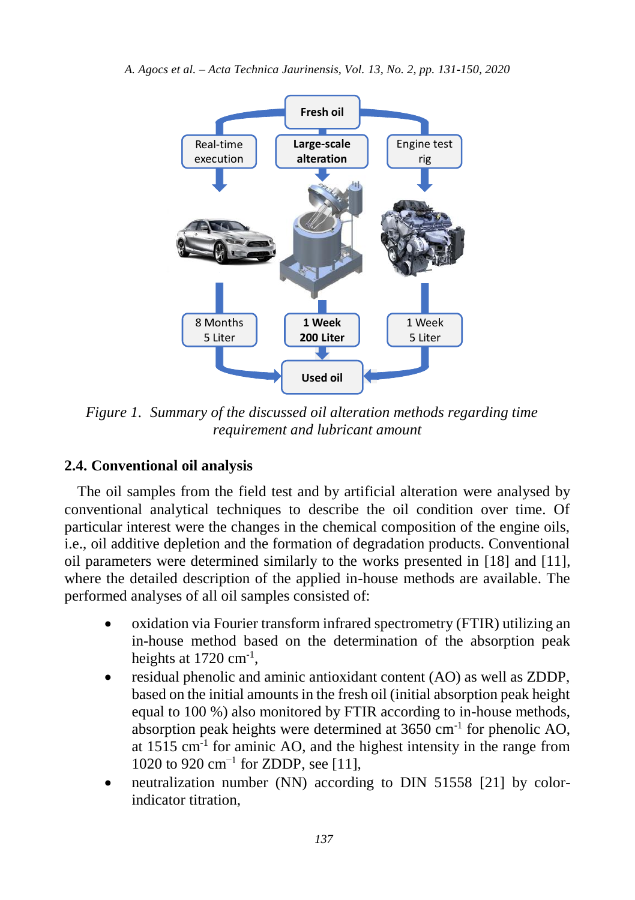Figure 1. Summary of the discussed oil alteration methods regarding time requirement and lubricant amount

### 2.4. Conventional oil analysis

The oil samples from the field test and by artificial alteration were analysed by conventional analytical techniques to describe the oil condition over time. Of particular interest were the changes in the chemical composition of the engine oils, i.e., oil additive depletion and the formation of degradation products. Conventional oil parameters were determined similarly to the works presented in [18] and [11], where the detailed description of the applied in-house methods are available. The performed analyses of all oil samples consisted of:

- oxidation via Fourier transform infrared spectrometry (FTIR) utilizing an in-house method based on the determination of the absorption peak heights at 1720 $cm^{-1}$,
- residual phenolic and aminic antioxidant content (AO) as well as ZDDP, based on the initial amounts in the fresh oil (initial absorption peak height equal to 100 %) also monitored by FTIR according to in-house methods, absorption peak heights were determined at 3650 $cm^{-1}$ for phenolic AO, at 1515 $cm^{-1}$ for aminic AO, and the highest intensity in the range from 1020 to 920 $cm^{-1}$ for ZDDP, see [11],
- neutralization number (NN) according to DIN 51558 [21] by color-indicator titration,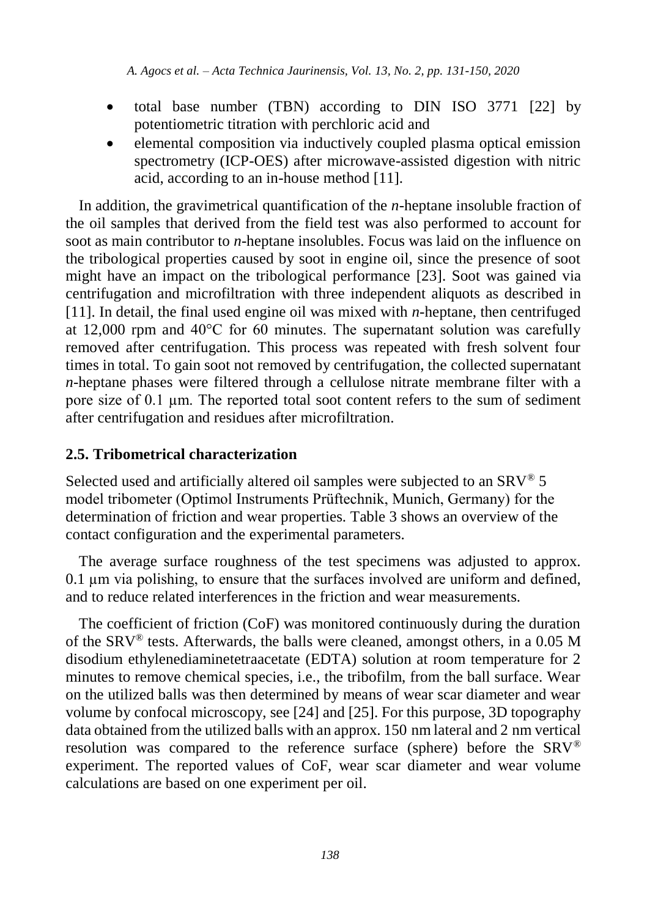- total base number (TBN) according to DIN ISO 3771 [22] by potentiometric titration with perchloric acid and
- elemental composition via inductively coupled plasma optical emission spectrometry (ICP-OES) after microwave-assisted digestion with nitric acid, according to an in-house method [11].

In addition, the gravimetrical quantification of the *n*-heptane insoluble fraction of the oil samples that derived from the field test was also performed to account for soot as main contributor to *n*-heptane insolubles. Focus was laid on the influence on the tribological properties caused by soot in engine oil, since the presence of soot might have an impact on the tribological performance [23]. Soot was gained via centrifugation and microfiltration with three independent aliquots as described in [11]. In detail, the final used engine oil was mixed with *n*-heptane, then centrifuged at 12,000 rpm and 40°C for 60 minutes. The supernatant solution was carefully removed after centrifugation. This process was repeated with fresh solvent four times in total. To gain soot not removed by centrifugation, the collected supernatant *n*-heptane phases were filtered through a cellulose nitrate membrane filter with a pore size of 0.1 µm. The reported total soot content refers to the sum of sediment after centrifugation and residues after microfiltration.

## 2.5. Tribometrical characterization

Selected used and artificially altered oil samples were subjected to an SRV® 5 model tribometer (Optimol Instruments Prüftechnik, Munich, Germany) for the determination of friction and wear properties. Table 3 shows an overview of the contact configuration and the experimental parameters.

The average surface roughness of the test specimens was adjusted to approx. 0.1 µm via polishing, to ensure that the surfaces involved are uniform and defined, and to reduce related interferences in the friction and wear measurements.

The coefficient of friction (CoF) was monitored continuously during the duration of the SRV® tests. Afterwards, the balls were cleaned, amongst others, in a 0.05 M disodium ethylenediaminetetraacetate (EDTA) solution at room temperature for 2 minutes to remove chemical species, i.e., the tribofilm, from the ball surface. Wear on the utilized balls was then determined by means of wear scar diameter and wear volume by confocal microscopy, see [24] and [25]. For this purpose, 3D topography data obtained from the utilized balls with an approx. 150 nm lateral and 2 nm vertical resolution was compared to the reference surface (sphere) before the SRV® experiment. The reported values of CoF, wear scar diameter and wear volume calculations are based on one experiment per oil.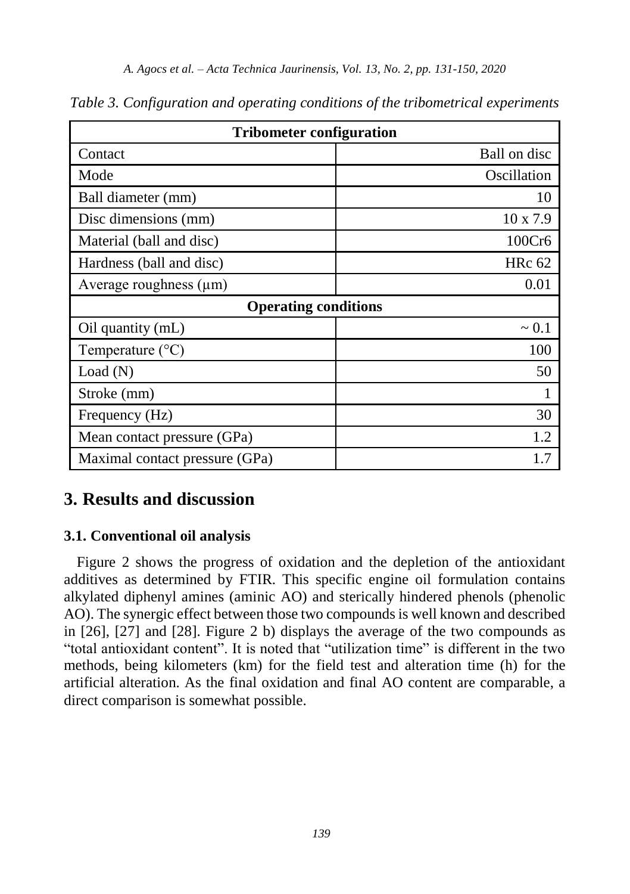*Table 3. Configuration and operating conditions of the tribometrical experiments*

| **Tribometer configuration** | |
|---|---|
| Contact | Ball on disc |
| Mode | Oscillation |
| Ball diameter (mm) | 10 |
| Disc dimensions (mm) | 10 x 7.9 |
| Material (ball and disc) | 100Cr6 |
| Hardness (ball and disc) | HRc 62 |
| Average roughness (μm) | 0.01 |
| **Operating conditions** | |
| Oil quantity (mL) | ~ 0.1 |
| Temperature (°C) | 100 |
| Load (N) | 50 |
| Stroke (mm) | 1 |
| Frequency (Hz) | 30 |
| Mean contact pressure (GPa) | 1.2 |
| Maximal contact pressure (GPa) | 1.7 |

## 3. Results and discussion

### 3.1. Conventional oil analysis

Figure 2 shows the progress of oxidation and the depletion of the antioxidant additives as determined by FTIR. This specific engine oil formulation contains alkylated diphenyl amines (aminic AO) and sterically hindered phenols (phenolic AO). The synergic effect between those two compounds is well known and described in [26], [27] and [28]. Figure 2 b) displays the average of the two compounds as "total antioxidant content". It is noted that "utilization time" is different in the two methods, being kilometers (km) for the field test and alteration time (h) for the artificial alteration. As the final oxidation and final AO content are comparable, a direct comparison is somewhat possible.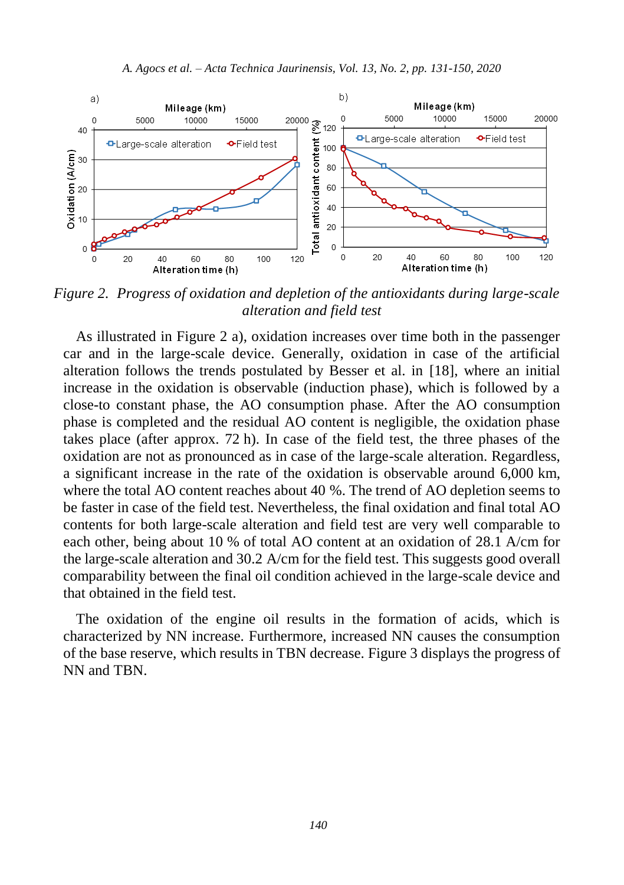*Figure 2. Progress of oxidation and depletion of the antioxidants during large-scale alteration and field test*

As illustrated in Figure 2 a), oxidation increases over time both in the passenger car and in the large-scale device. Generally, oxidation in case of the artificial alteration follows the trends postulated by Besser et al. in [18], where an initial increase in the oxidation is observable (induction phase), which is followed by a close-to constant phase, the AO consumption phase. After the AO consumption phase is completed and the residual AO content is negligible, the oxidation phase takes place (after approx. 72 h). In case of the field test, the three phases of the oxidation are not as pronounced as in case of the large-scale alteration. Regardless, a significant increase in the rate of the oxidation is observable around 6,000 km, where the total AO content reaches about 40 %. The trend of AO depletion seems to be faster in case of the field test. Nevertheless, the final oxidation and final total AO contents for both large-scale alteration and field test are very well comparable to each other, being about 10 % of total AO content at an oxidation of 28.1 A/cm for the large-scale alteration and 30.2 A/cm for the field test. This suggests good overall comparability between the final oil condition achieved in the large-scale device and that obtained in the field test.

The oxidation of the engine oil results in the formation of acids, which is characterized by NN increase. Furthermore, increased NN causes the consumption of the base reserve, which results in TBN decrease. Figure 3 displays the progress of NN and TBN.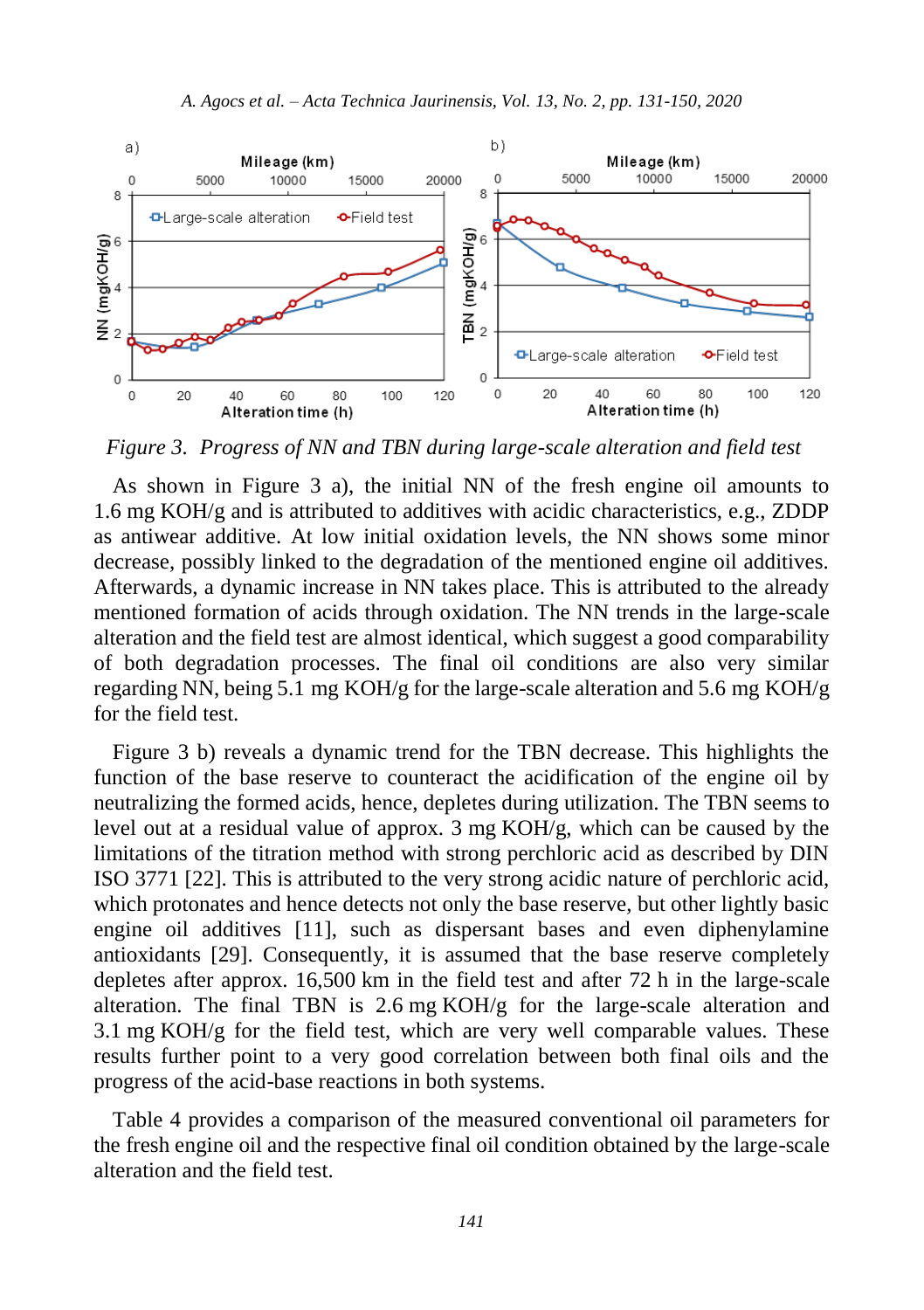*Figure 3. Progress of NN and TBN during large-scale alteration and field test*

As shown in Figure 3 a), the initial NN of the fresh engine oil amounts to 1.6 mg KOH/g and is attributed to additives with acidic characteristics, e.g., ZDDP as antiwear additive. At low initial oxidation levels, the NN shows some minor decrease, possibly linked to the degradation of the mentioned engine oil additives. Afterwards, a dynamic increase in NN takes place. This is attributed to the already mentioned formation of acids through oxidation. The NN trends in the large-scale alteration and the field test are almost identical, which suggest a good comparability of both degradation processes. The final oil conditions are also very similar regarding NN, being 5.1 mg KOH/g for the large-scale alteration and 5.6 mg KOH/g for the field test.

Figure 3 b) reveals a dynamic trend for the TBN decrease. This highlights the function of the base reserve to counteract the acidification of the engine oil by neutralizing the formed acids, hence, depletes during utilization. The TBN seems to level out at a residual value of approx. 3 mg KOH/g, which can be caused by the limitations of the titration method with strong perchloric acid as described by DIN ISO 3771 [22]. This is attributed to the very strong acidic nature of perchloric acid, which protonates and hence detects not only the base reserve, but other lightly basic engine oil additives [11], such as dispersant bases and even diphenylamine antioxidants [29]. Consequently, it is assumed that the base reserve completely depletes after approx. 16,500 km in the field test and after 72 h in the large-scale alteration. The final TBN is 2.6 mg KOH/g for the large-scale alteration and 3.1 mg KOH/g for the field test, which are very well comparable values. These results further point to a very good correlation between both final oils and the progress of the acid-base reactions in both systems.

Table 4 provides a comparison of the measured conventional oil parameters for the fresh engine oil and the respective final oil condition obtained by the large-scale alteration and the field test.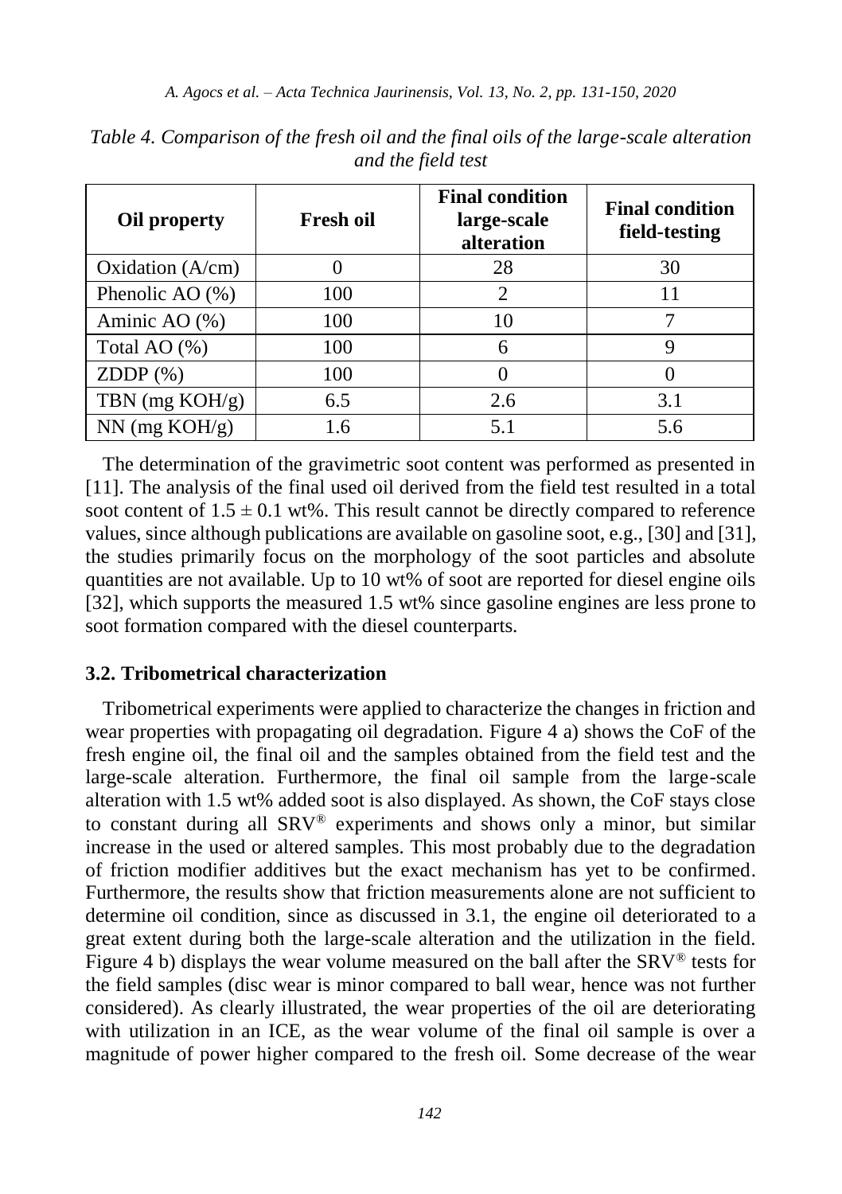*Table 4. Comparison of the fresh oil and the final oils of the large-scale alteration and the field test*

| Oil property | Fresh oil | Final condition large-scale alteration | Final condition field-testing |
|---|---|---|---|
| Oxidation (A/cm) | 0 | 28 | 30 |
| Phenolic AO (%) | 100 | 2 | 11 |
| Aminic AO (%) | 100 | 10 | 7 |
| Total AO (%) | 100 | 6 | 9 |
| ZDDP (%) | 100 | 0 | 0 |
| TBN (mg KOH/g) | 6.5 | 2.6 | 3.1 |
| NN (mg KOH/g) | 1.6 | 5.1 | 5.6 |

The determination of the gravimetric soot content was performed as presented in [11]. The analysis of the final used oil derived from the field test resulted in a total soot content of $1.5 \pm 0.1$ wt%. This result cannot be directly compared to reference values, since although publications are available on gasoline soot, e.g., [30] and [31], the studies primarily focus on the morphology of the soot particles and absolute quantities are not available. Up to 10 wt% of soot are reported for diesel engine oils [32], which supports the measured 1.5 wt% since gasoline engines are less prone to soot formation compared with the diesel counterparts.

### 3.2. Tribometrical characterization

Tribometrical experiments were applied to characterize the changes in friction and wear properties with propagating oil degradation. Figure 4 a) shows the CoF of the fresh engine oil, the final oil and the samples obtained from the field test and the large-scale alteration. Furthermore, the final oil sample from the large-scale alteration with 1.5 wt% added soot is also displayed. As shown, the CoF stays close to constant during all SRV® experiments and shows only a minor, but similar increase in the used or altered samples. This most probably due to the degradation of friction modifier additives but the exact mechanism has yet to be confirmed. Furthermore, the results show that friction measurements alone are not sufficient to determine oil condition, since as discussed in 3.1, the engine oil deteriorated to a great extent during both the large-scale alteration and the utilization in the field. Figure 4 b) displays the wear volume measured on the ball after the SRV® tests for the field samples (disc wear is minor compared to ball wear, hence was not further considered). As clearly illustrated, the wear properties of the oil are deteriorating with utilization in an ICE, as the wear volume of the final oil sample is over a magnitude of power higher compared to the fresh oil. Some decrease of the wear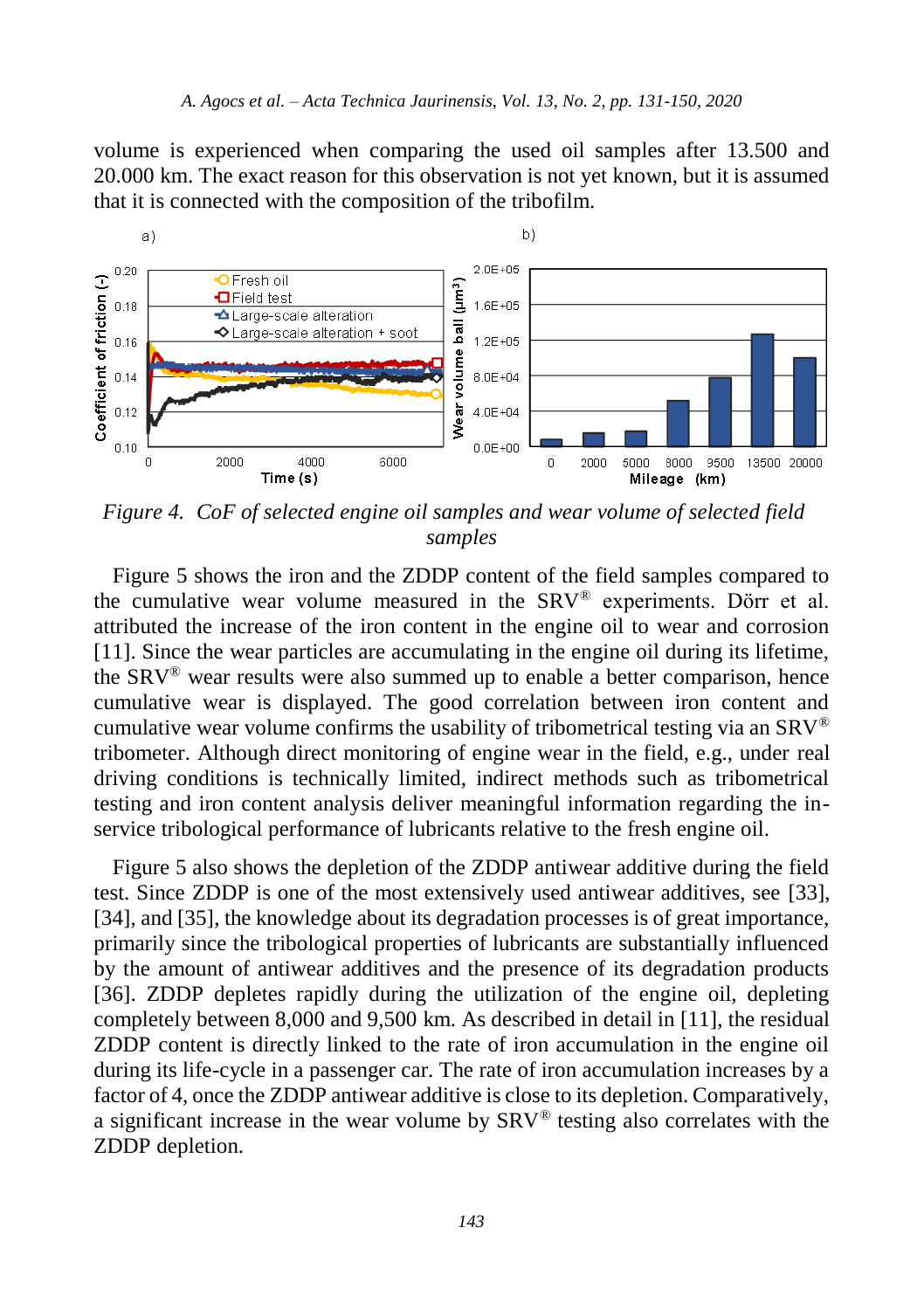volume is experienced when comparing the used oil samples after 13.500 and 20.000 km. The exact reason for this observation is not yet known, but it is assumed that it is connected with the composition of the tribofilm.

*Figure 4. CoF of selected engine oil samples and wear volume of selected field samples*

Figure 5 shows the iron and the ZDDP content of the field samples compared to the cumulative wear volume measured in the SRV® experiments. Dörr et al. attributed the increase of the iron content in the engine oil to wear and corrosion [11]. Since the wear particles are accumulating in the engine oil during its lifetime, the SRV® wear results were also summed up to enable a better comparison, hence cumulative wear is displayed. The good correlation between iron content and cumulative wear volume confirms the usability of tribometrical testing via an SRV® tribometer. Although direct monitoring of engine wear in the field, e.g., under real driving conditions is technically limited, indirect methods such as tribometrical testing and iron content analysis deliver meaningful information regarding the in-service tribological performance of lubricants relative to the fresh engine oil.

Figure 5 also shows the depletion of the ZDDP antiwear additive during the field test. Since ZDDP is one of the most extensively used antiwear additives, see [33], [34], and [35], the knowledge about its degradation processes is of great importance, primarily since the tribological properties of lubricants are substantially influenced by the amount of antiwear additives and the presence of its degradation products [36]. ZDDP depletes rapidly during the utilization of the engine oil, depleting completely between 8,000 and 9,500 km. As described in detail in [11], the residual ZDDP content is directly linked to the rate of iron accumulation in the engine oil during its life-cycle in a passenger car. The rate of iron accumulation increases by a factor of 4, once the ZDDP antiwear additive is close to its depletion. Comparatively, a significant increase in the wear volume by SRV® testing also correlates with the ZDDP depletion.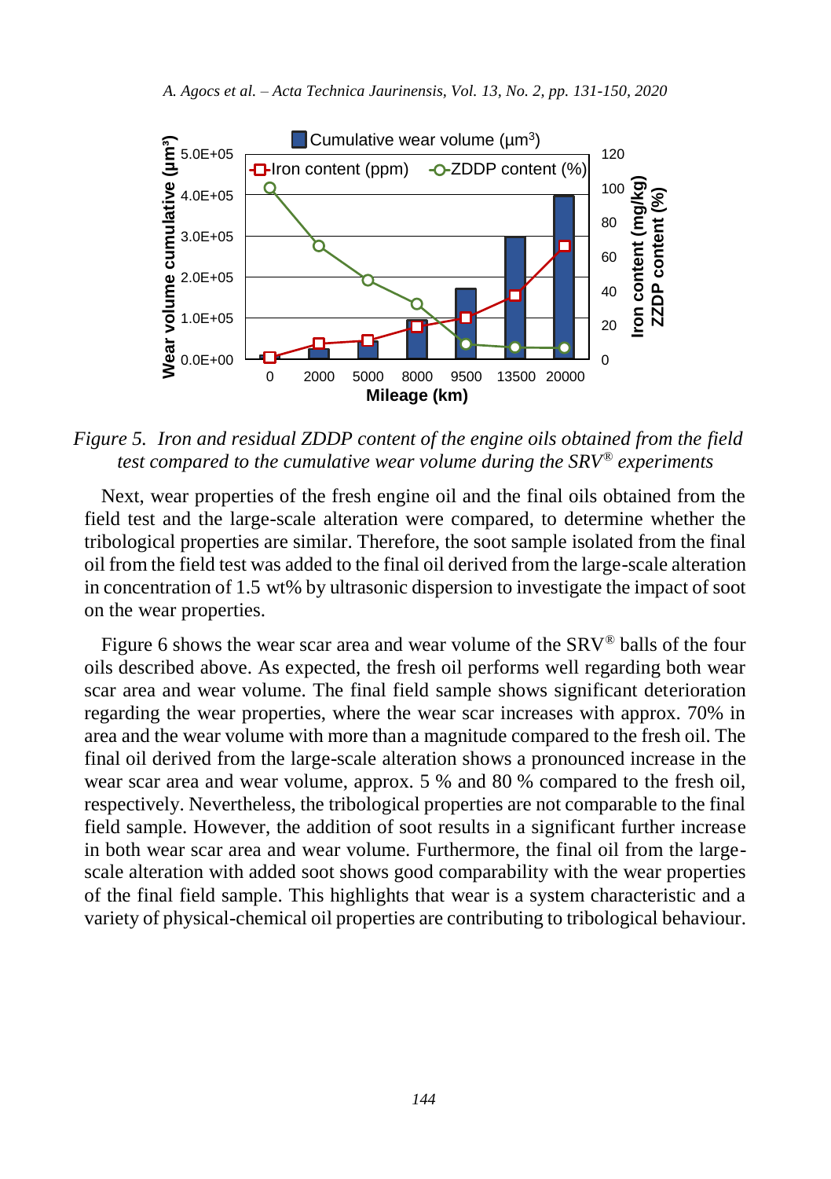*Figure 5. Iron and residual ZDDP content of the engine oils obtained from the field test compared to the cumulative wear volume during the SRV® experiments*

Next, wear properties of the fresh engine oil and the final oils obtained from the field test and the large-scale alteration were compared, to determine whether the tribological properties are similar. Therefore, the soot sample isolated from the final oil from the field test was added to the final oil derived from the large-scale alteration in concentration of 1.5 wt% by ultrasonic dispersion to investigate the impact of soot on the wear properties.

Figure 6 shows the wear scar area and wear volume of the SRV® balls of the four oils described above. As expected, the fresh oil performs well regarding both wear scar area and wear volume. The final field sample shows significant deterioration regarding the wear properties, where the wear scar increases with approx. 70% in area and the wear volume with more than a magnitude compared to the fresh oil. The final oil derived from the large-scale alteration shows a pronounced increase in the wear scar area and wear volume, approx. 5 % and 80 % compared to the fresh oil, respectively. Nevertheless, the tribological properties are not comparable to the final field sample. However, the addition of soot results in a significant further increase in both wear scar area and wear volume. Furthermore, the final oil from the large-scale alteration with added soot shows good comparability with the wear properties of the final field sample. This highlights that wear is a system characteristic and a variety of physical-chemical oil properties are contributing to tribological behaviour.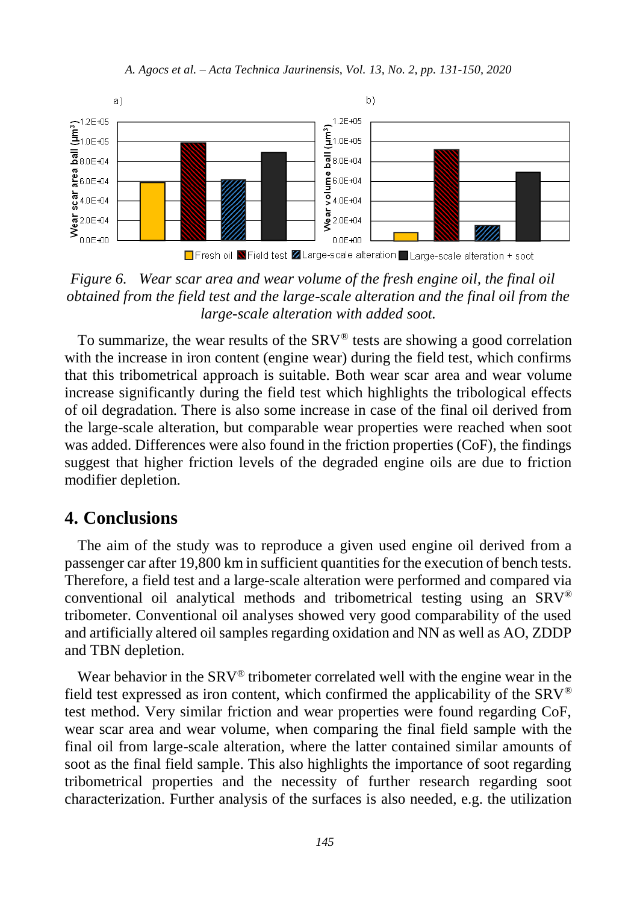*Figure 6. Wear scar area and wear volume of the fresh engine oil, the final oil obtained from the field test and the large-scale alteration and the final oil from the large-scale alteration with added soot.*

To summarize, the wear results of the SRV® tests are showing a good correlation with the increase in iron content (engine wear) during the field test, which confirms that this tribometrical approach is suitable. Both wear scar area and wear volume increase significantly during the field test which highlights the tribological effects of oil degradation. There is also some increase in case of the final oil derived from the large-scale alteration, but comparable wear properties were reached when soot was added. Differences were also found in the friction properties (CoF), the findings suggest that higher friction levels of the degraded engine oils are due to friction modifier depletion.

## 4. Conclusions

The aim of the study was to reproduce a given used engine oil derived from a passenger car after 19,800 km in sufficient quantities for the execution of bench tests. Therefore, a field test and a large-scale alteration were performed and compared via conventional oil analytical methods and tribometrical testing using an SRV® tribometer. Conventional oil analyses showed very good comparability of the used and artificially altered oil samples regarding oxidation and NN as well as AO, ZDDP and TBN depletion.

Wear behavior in the SRV® tribometer correlated well with the engine wear in the field test expressed as iron content, which confirmed the applicability of the SRV® test method. Very similar friction and wear properties were found regarding CoF, wear scar area and wear volume, when comparing the final field sample with the final oil from large-scale alteration, where the latter contained similar amounts of soot as the final field sample. This also highlights the importance of soot regarding tribometrical properties and the necessity of further research regarding soot characterization. Further analysis of the surfaces is also needed, e.g. the utilization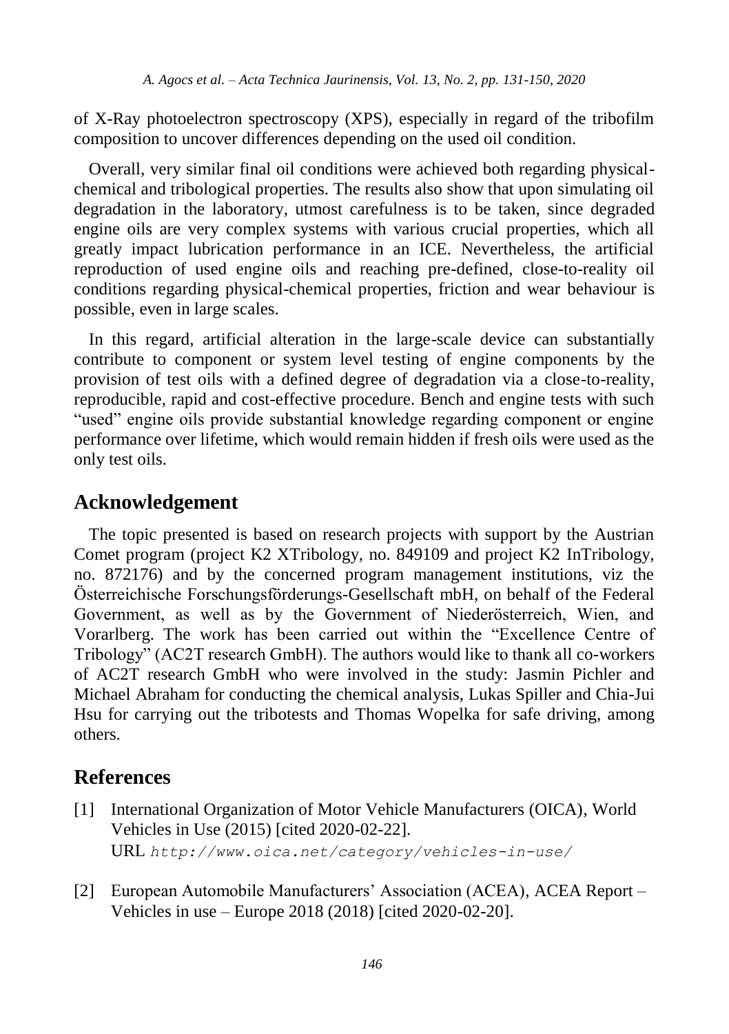of X-Ray photoelectron spectroscopy (XPS), especially in regard of the tribofilm composition to uncover differences depending on the used oil condition.

Overall, very similar final oil conditions were achieved both regarding physical-chemical and tribological properties. The results also show that upon simulating oil degradation in the laboratory, utmost carefulness is to be taken, since degraded engine oils are very complex systems with various crucial properties, which all greatly impact lubrication performance in an ICE. Nevertheless, the artificial reproduction of used engine oils and reaching pre-defined, close-to-reality oil conditions regarding physical-chemical properties, friction and wear behaviour is possible, even in large scales.

In this regard, artificial alteration in the large-scale device can substantially contribute to component or system level testing of engine components by the provision of test oils with a defined degree of degradation via a close-to-reality, reproducible, rapid and cost-effective procedure. Bench and engine tests with such "used" engine oils provide substantial knowledge regarding component or engine performance over lifetime, which would remain hidden if fresh oils were used as the only test oils.

## Acknowledgement

The topic presented is based on research projects with support by the Austrian Comet program (project K2 XTribology, no. 849109 and project K2 InTribology, no. 872176) and by the concerned program management institutions, viz the Österreichische Forschungsförderungs-Gesellschaft mbH, on behalf of the Federal Government, as well as by the Government of Niederösterreich, Wien, and Vorarlberg. The work has been carried out within the "Excellence Centre of Tribology" (AC2T research GmbH). The authors would like to thank all co-workers of AC2T research GmbH who were involved in the study: Jasmin Pichler and Michael Abraham for conducting the chemical analysis, Lukas Spiller and Chia-Jui Hsu for carrying out the tribotests and Thomas Wopelka for safe driving, among others.

## References

[1] International Organization of Motor Vehicle Manufacturers (OICA), World Vehicles in Use (2015) [cited 2020-02-22].
URL `http://www.oica.net/category/vehicles-in-use/`

[2] European Automobile Manufacturers' Association (ACEA), ACEA Report – Vehicles in use – Europe 2018 (2018) [cited 2020-02-20].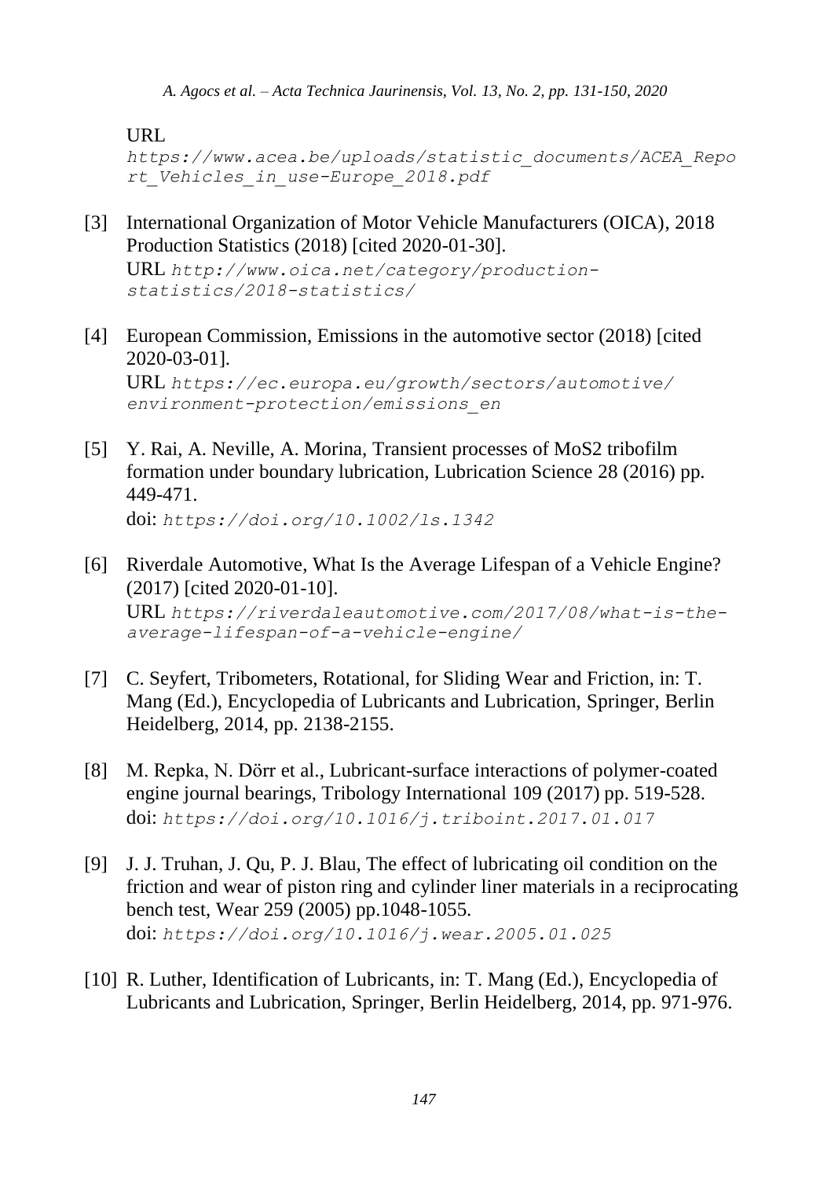URL *https://www.acea.be/uploads/statistic_documents/ACEA_Report_Vehicles_in_use-Europe_2018.pdf*

[3] International Organization of Motor Vehicle Manufacturers (OICA), 2018 Production Statistics (2018) [cited 2020-01-30].
URL *http://www.oica.net/category/production-statistics/2018-statistics/*

[4] European Commission, Emissions in the automotive sector (2018) [cited 2020-03-01].
URL *https://ec.europa.eu/growth/sectors/automotive/environment-protection/emissions_en*

[5] Y. Rai, A. Neville, A. Morina, Transient processes of $MoS_2$ tribofilm formation under boundary lubrication, Lubrication Science 28 (2016) pp. 449-471.
doi: *https://doi.org/10.1002/ls.1342*

[6] Riverdale Automotive, What Is the Average Lifespan of a Vehicle Engine? (2017) [cited 2020-01-10].
URL *https://riverdaleautomotive.com/2017/08/what-is-the-average-lifespan-of-a-vehicle-engine/*

[7] C. Seyfert, Tribometers, Rotational, for Sliding Wear and Friction, in: T. Mang (Ed.), Encyclopedia of Lubricants and Lubrication, Springer, Berlin Heidelberg, 2014, pp. 2138-2155.

[8] M. Repka, N. Dörr et al., Lubricant-surface interactions of polymer-coated engine journal bearings, Tribology International 109 (2017) pp. 519-528.
doi: *https://doi.org/10.1016/j.triboint.2017.01.017*

[9] J. J. Truhan, J. Qu, P. J. Blau, The effect of lubricating oil condition on the friction and wear of piston ring and cylinder liner materials in a reciprocating bench test, Wear 259 (2005) pp.1048-1055.
doi: *https://doi.org/10.1016/j.wear.2005.01.025*

[10] R. Luther, Identification of Lubricants, in: T. Mang (Ed.), Encyclopedia of Lubricants and Lubrication, Springer, Berlin Heidelberg, 2014, pp. 971-976.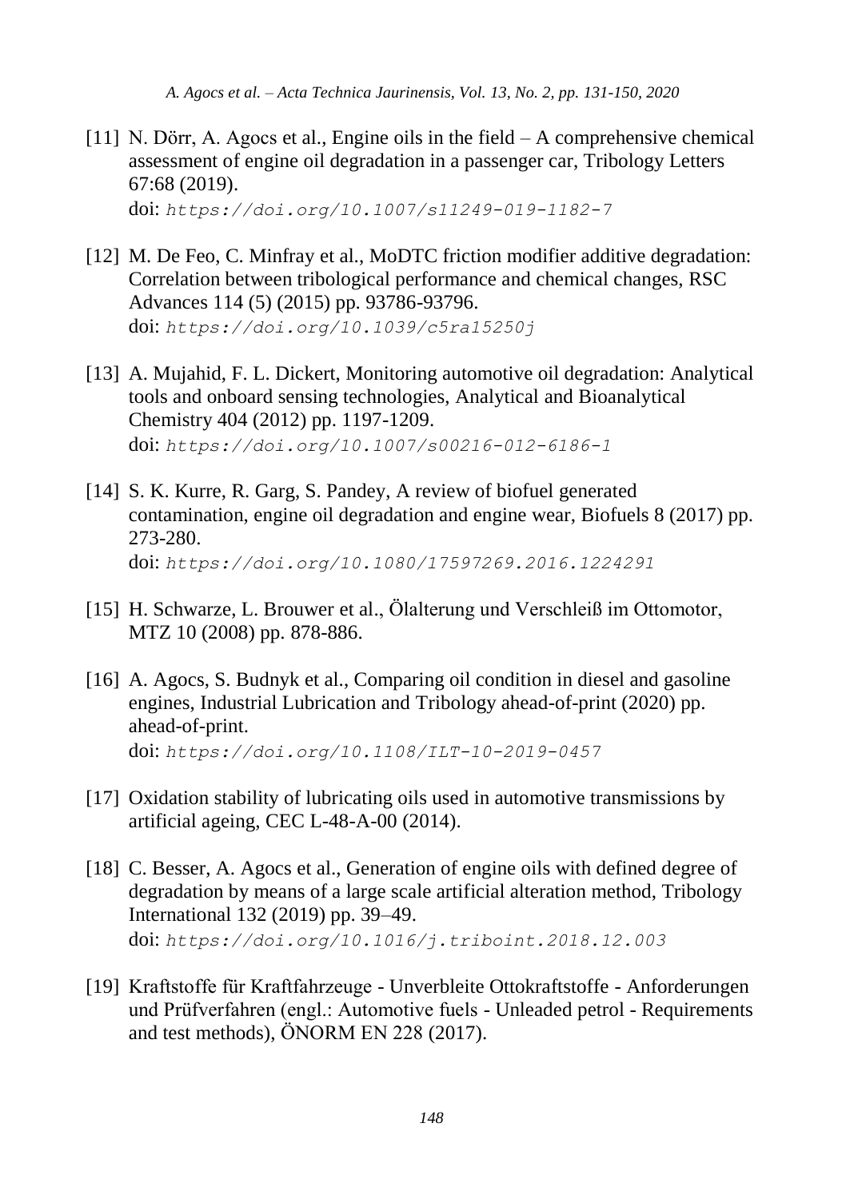[11] N. Dörr, A. Agocs et al., Engine oils in the field – A comprehensive chemical assessment of engine oil degradation in a passenger car, Tribology Letters 67:68 (2019).
doi: `https://doi.org/10.1007/s11249-019-1182-7`

[12] M. De Feo, C. Minfray et al., MoDTC friction modifier additive degradation: Correlation between tribological performance and chemical changes, RSC Advances 114 (5) (2015) pp. 93786-93796.
doi: `https://doi.org/10.1039/c5ra15250j`

[13] A. Mujahid, F. L. Dickert, Monitoring automotive oil degradation: Analytical tools and onboard sensing technologies, Analytical and Bioanalytical Chemistry 404 (2012) pp. 1197-1209.
doi: `https://doi.org/10.1007/s00216-012-6186-1`

[14] S. K. Kurre, R. Garg, S. Pandey, A review of biofuel generated contamination, engine oil degradation and engine wear, Biofuels 8 (2017) pp. 273-280.
doi: `https://doi.org/10.1080/17597269.2016.1224291`

[15] H. Schwarze, L. Brouwer et al., Ölalterung und Verschleiß im Ottomotor, MTZ 10 (2008) pp. 878-886.

[16] A. Agocs, S. Budnyk et al., Comparing oil condition in diesel and gasoline engines, Industrial Lubrication and Tribology ahead-of-print (2020) pp. ahead-of-print.
doi: `https://doi.org/10.1108/ILT-10-2019-0457`

[17] Oxidation stability of lubricating oils used in automotive transmissions by artificial ageing, CEC L-48-A-00 (2014).

[18] C. Besser, A. Agocs et al., Generation of engine oils with defined degree of degradation by means of a large scale artificial alteration method, Tribology International 132 (2019) pp. 39–49.
doi: `https://doi.org/10.1016/j.triboint.2018.12.003`

[19] Kraftstoffe für Kraftfahrzeuge - Unverbleite Ottokraftstoffe - Anforderungen und Prüfverfahren (engl.: Automotive fuels - Unleaded petrol - Requirements and test methods), ÖNORM EN 228 (2017).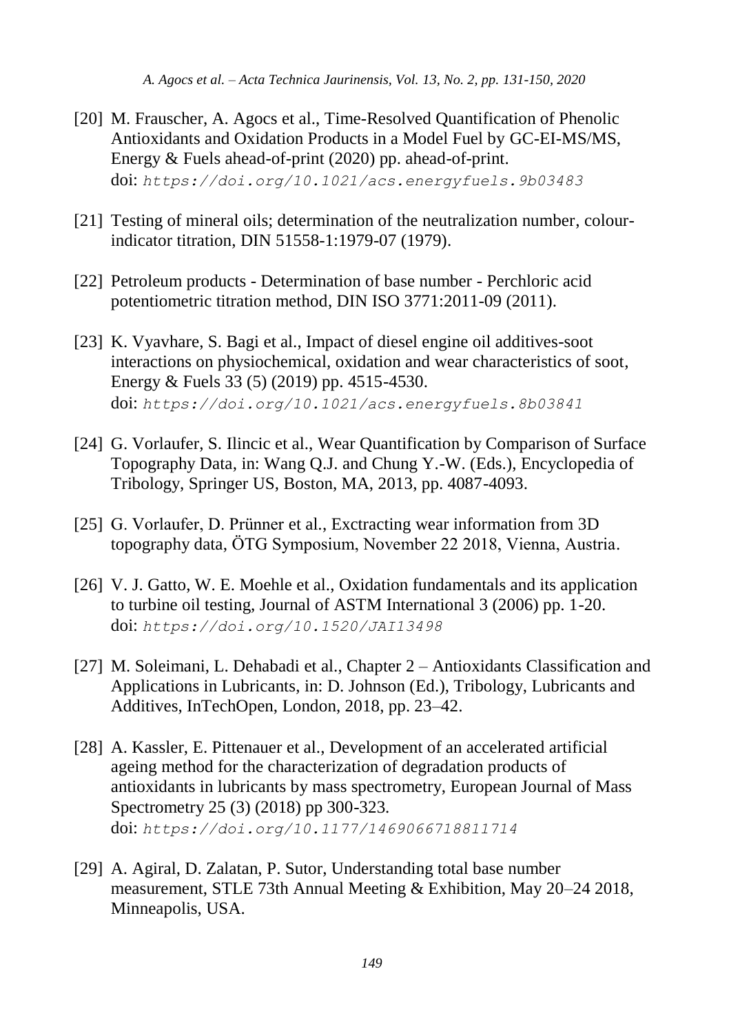[20] M. Frauscher, A. Agocs et al., Time-Resolved Quantification of Phenolic Antioxidants and Oxidation Products in a Model Fuel by GC-EI-MS/MS, Energy & Fuels ahead-of-print (2020) pp. ahead-of-print.
doi: https://doi.org/10.1021/acs.energyfuels.9b03483

[21] Testing of mineral oils; determination of the neutralization number, colour-indicator titration, DIN 51558-1:1979-07 (1979).

[22] Petroleum products - Determination of base number - Perchloric acid potentiometric titration method, DIN ISO 3771:2011-09 (2011).

[23] K. Vyavhare, S. Bagi et al., Impact of diesel engine oil additives-soot interactions on physiochemical, oxidation and wear characteristics of soot, Energy & Fuels 33 (5) (2019) pp. 4515-4530.
doi: https://doi.org/10.1021/acs.energyfuels.8b03841

[24] G. Vorlaufer, S. Ilincic et al., Wear Quantification by Comparison of Surface Topography Data, in: Wang Q.J. and Chung Y.-W. (Eds.), Encyclopedia of Tribology, Springer US, Boston, MA, 2013, pp. 4087-4093.

[25] G. Vorlaufer, D. Prünner et al., Exctracting wear information from 3D topography data, ÖTG Symposium, November 22 2018, Vienna, Austria.

[26] V. J. Gatto, W. E. Moehle et al., Oxidation fundamentals and its application to turbine oil testing, Journal of ASTM International 3 (2006) pp. 1-20.
doi: https://doi.org/10.1520/JAI13498

[27] M. Soleimani, L. Dehabadi et al., Chapter 2 – Antioxidants Classification and Applications in Lubricants, in: D. Johnson (Ed.), Tribology, Lubricants and Additives, InTechOpen, London, 2018, pp. 23–42.

[28] A. Kassler, E. Pittenauer et al., Development of an accelerated artificial ageing method for the characterization of degradation products of antioxidants in lubricants by mass spectrometry, European Journal of Mass Spectrometry 25 (3) (2018) pp 300-323.
doi: https://doi.org/10.1177/1469066718811714

[29] A. Agiral, D. Zalatan, P. Sutor, Understanding total base number measurement, STLE 73th Annual Meeting & Exhibition, May 20–24 2018, Minneapolis, USA.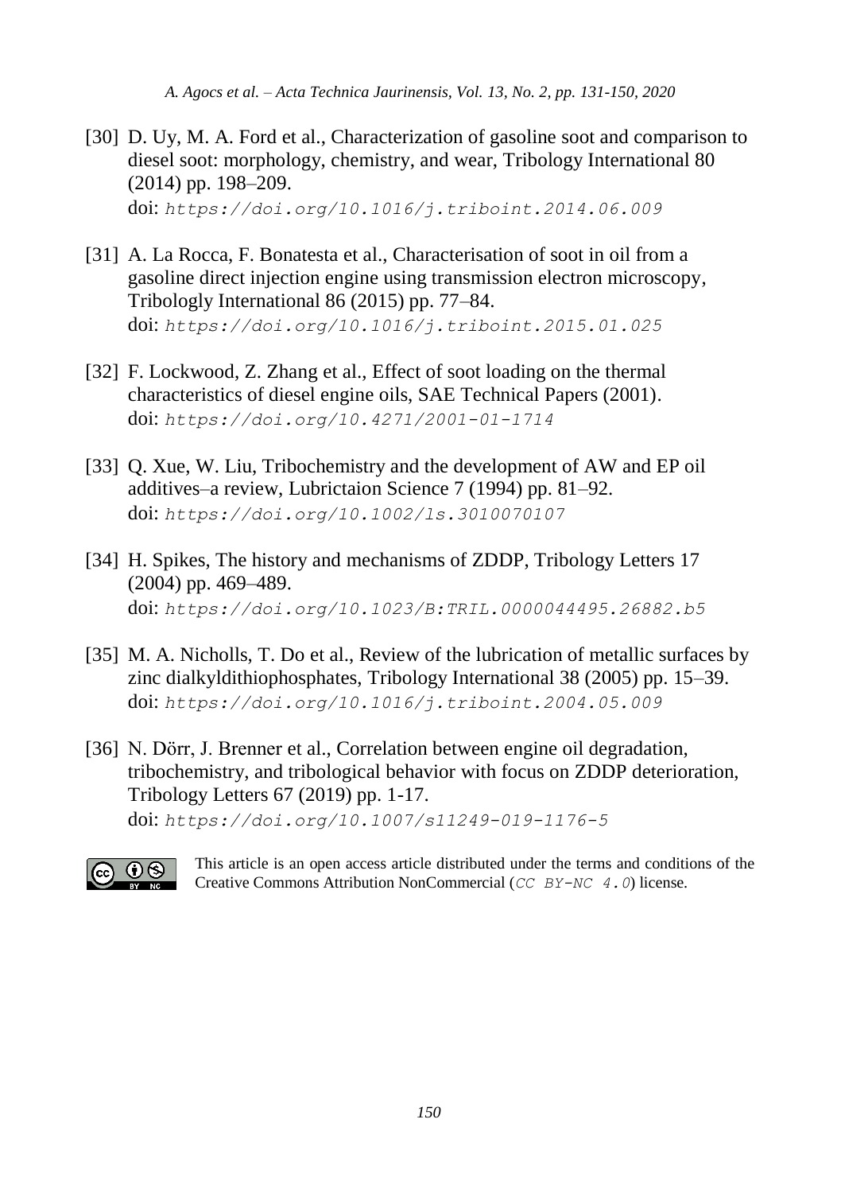[30] D. Uy, M. A. Ford et al., Characterization of gasoline soot and comparison to diesel soot: morphology, chemistry, and wear, Tribology International 80 (2014) pp. 198–209.
doi: `https://doi.org/10.1016/j.triboint.2014.06.009`

[31] A. La Rocca, F. Bonatesta et al., Characterisation of soot in oil from a gasoline direct injection engine using transmission electron microscopy, Tribologly International 86 (2015) pp. 77–84.
doi: `https://doi.org/10.1016/j.triboint.2015.01.025`

[32] F. Lockwood, Z. Zhang et al., Effect of soot loading on the thermal characteristics of diesel engine oils, SAE Technical Papers (2001).
doi: `https://doi.org/10.4271/2001-01-1714`

[33] Q. Xue, W. Liu, Tribochemistry and the development of AW and EP oil additives–a review, Lubrictaion Science 7 (1994) pp. 81–92.
doi: `https://doi.org/10.1002/ls.3010070107`

[34] H. Spikes, The history and mechanisms of ZDDP, Tribology Letters 17 (2004) pp. 469–489.
doi: `https://doi.org/10.1023/B:TRIL.0000044495.26882.b5`

[35] M. A. Nicholls, T. Do et al., Review of the lubrication of metallic surfaces by zinc dialkyldithiophosphates, Tribology International 38 (2005) pp. 15–39.
doi: `https://doi.org/10.1016/j.triboint.2004.05.009`

[36] N. Dörr, J. Brenner et al., Correlation between engine oil degradation, tribochemistry, and tribological behavior with focus on ZDDP deterioration, Tribology Letters 67 (2019) pp. 1-17.
doi: `https://doi.org/10.1007/s11249-019-1176-5`

This article is an open access article distributed under the terms and conditions of the Creative Commons Attribution NonCommercial (`CC BY-NC 4.0`) license.